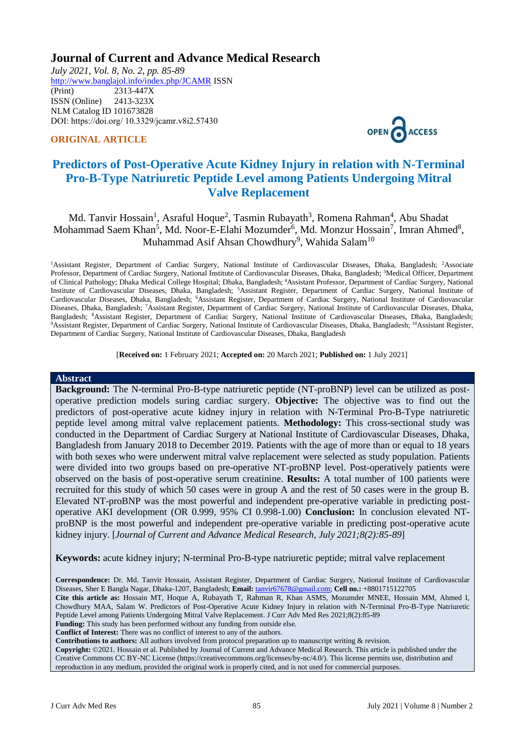# Journal of Current and Advance Medical Research

*July 2021, Vol. 8, No. 2, pp. 85-89*
http://www.banglajol.info/index.php/JCAMR ISSN (Print) 2313-447X
ISSN (Online) 2413-323X
NLM Catalog ID 101673828
DOI: https://doi.org/ 10.3329/jcamr.v8i2.57430

**ORIGINAL ARTICLE**

OPEN ACCESS

## Predictors of Post-Operative Acute Kidney Injury in relation with N-Terminal Pro-B-Type Natriuretic Peptide Level among Patients Undergoing Mitral Valve Replacement

Md. Tanvir Hossain[1], Asraful Hoque[2], Tasmin Rubayath[3], Romena Rahman[4], Abu Shadat Mohammad Saem Khan[5], Md. Noor-E-Elahi Mozumder[6], Md. Monzur Hossain[7], Imran Ahmed[8], Muhammad Asif Ahsan Chowdhury[9], Wahida Salam[10]

[1]Assistant Register, Department of Cardiac Surgery, National Institute of Cardiovascular Diseases, Dhaka, Bangladesh; [2]Associate Professor, Department of Cardiac Surgery, National Institute of Cardiovascular Diseases, Dhaka, Bangladesh; [3]Medical Officer, Department of Clinical Pathology; Dhaka Medical College Hospital; Dhaka, Bangladesh; [4]Assistant Professor, Department of Cardiac Surgery, National Institute of Cardiovascular Diseases, Dhaka, Bangladesh; [5]Assistant Register, Department of Cardiac Surgery, National Institute of Cardiovascular Diseases, Dhaka, Bangladesh; [6]Assistant Register, Department of Cardiac Surgery, National Institute of Cardiovascular Diseases, Dhaka, Bangladesh; [7]Assistant Register, Department of Cardiac Surgery, National Institute of Cardiovascular Diseases, Dhaka, Bangladesh; [8]Assistant Register, Department of Cardiac Surgery, National Institute of Cardiovascular Diseases, Dhaka, Bangladesh; [9]Assistant Register, Department of Cardiac Surgery, National Institute of Cardiovascular Diseases, Dhaka, Bangladesh; [10]Assistant Register, Department of Cardiac Surgery, National Institute of Cardiovascular Diseases, Dhaka, Bangladesh

[**Received on:** 1 February 2021; **Accepted on:** 20 March 2021; **Published on:** 1 July 2021]

### Abstract

**Background:** The N-terminal Pro-B-type natriuretic peptide (NT-proBNP) level can be utilized as post-operative prediction models suring cardiac surgery. **Objective:** The objective was to find out the predictors of post-operative acute kidney injury in relation with N-Terminal Pro-B-Type natriuretic peptide level among mitral valve replacement patients. **Methodology:** This cross-sectional study was conducted in the Department of Cardiac Surgery at National Institute of Cardiovascular Diseases, Dhaka, Bangladesh from January 2018 to December 2019. Patients with the age of more than or equal to 18 years with both sexes who were underwent mitral valve replacement were selected as study population. Patients were divided into two groups based on pre-operative NT-proBNP level. Post-operatively patients were observed on the basis of post-operative serum creatinine. **Results:** A total number of 100 patients were recruited for this study of which 50 cases were in group A and the rest of 50 cases were in the group B. Elevated NT-proBNP was the most powerful and independent pre-operative variable in predicting post-operative AKI development (OR 0.999, 95% CI 0.998-1.00) **Conclusion:** In conclusion elevated NT-proBNP is the most powerful and independent pre-operative variable in predicting post-operative acute kidney injury. [*Journal of Current and Advance Medical Research, July 2021;8(2):85-89*]

**Keywords:** acute kidney injury; N-terminal Pro-B-type natriuretic peptide; mitral valve replacement

**Correspondence:** Dr. Md. Tanvir Hossain, Assistant Register, Department of Cardiac Surgery, National Institute of Cardiovascular Diseases, Sher E Bangla Nagar, Dhaka-1207, Bangladesh; **Email:** tanvir67678@gmail.com; **Cell no.:** +8801715122705

**Cite this article as:** Hossain MT, Hoque A, Rubayath T, Rahman R, Khan ASMS, Mozumder MNEE, Hossain MM, Ahmed I, Chowdhury MAA, Salam W. Predictors of Post-Operative Acute Kidney Injury in relation with N-Terminal Pro-B-Type Natriuretic Peptide Level among Patients Undergoing Mitral Valve Replacement. J Curr Adv Med Res 2021;8(2):85-89

**Funding:** This study has been performed without any funding from outside else.

**Conflict of Interest:** There was no conflict of interest to any of the authors.

**Contributions to authors:** All authors involved from protocol preparation up to manuscript writing & revision.

**Copyright:** ©2021. Hossain et al. Published by Journal of Current and Advance Medical Research. This article is published under the Creative Commons CC BY-NC License (https://creativecommons.org/licenses/by-nc/4.0/). This license permits use, distribution and reproduction in any medium, provided the original work is properly cited, and is not used for commercial purposes.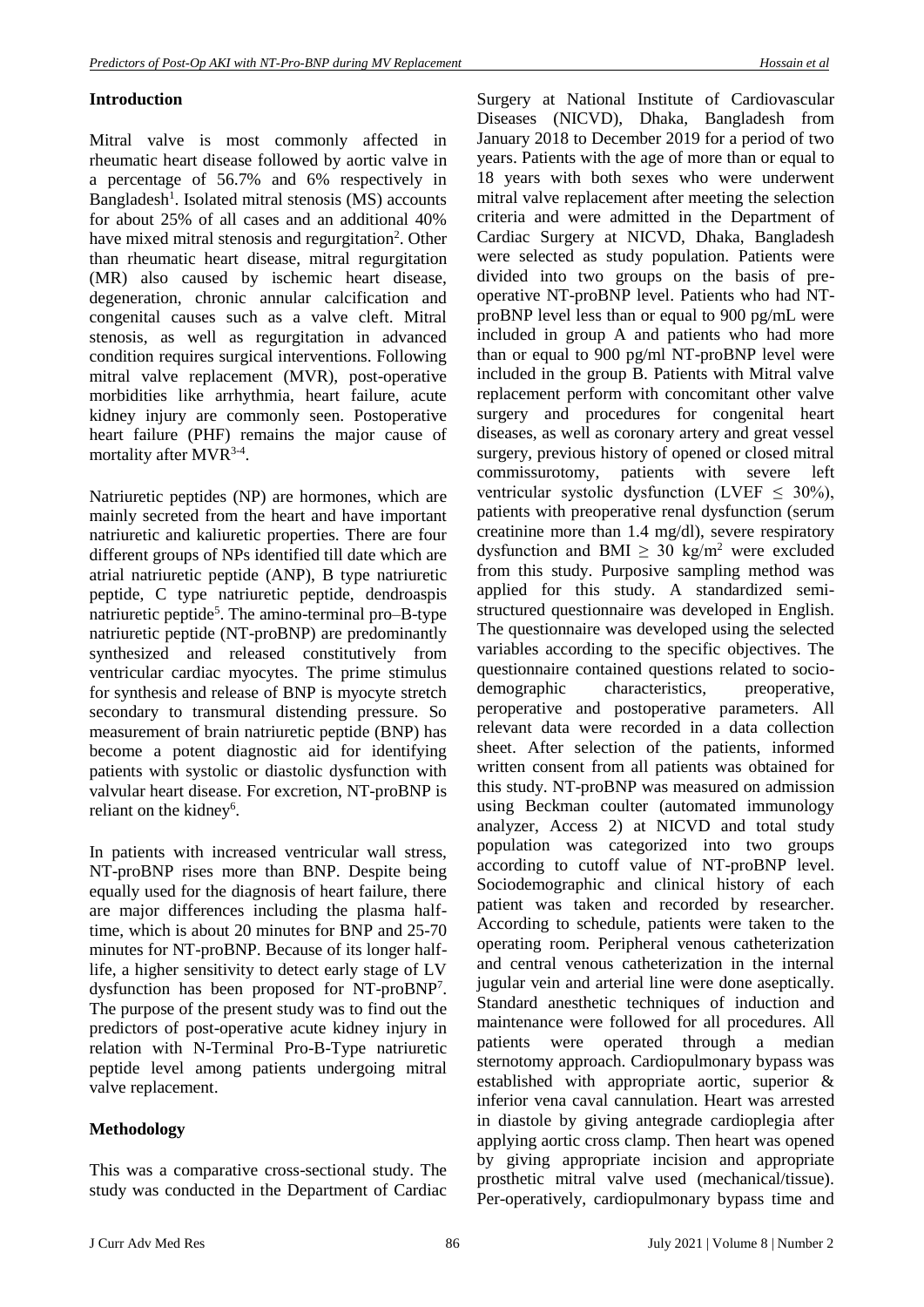## Introduction

Mitral valve is most commonly affected in rheumatic heart disease followed by aortic valve in a percentage of 56.7% and 6% respectively in Bangladesh[1]. Isolated mitral stenosis (MS) accounts for about 25% of all cases and an additional 40% have mixed mitral stenosis and regurgitation[2]. Other than rheumatic heart disease, mitral regurgitation (MR) also caused by ischemic heart disease, degeneration, chronic annular calcification and congenital causes such as a valve cleft. Mitral stenosis, as well as regurgitation in advanced condition requires surgical interventions. Following mitral valve replacement (MVR), post-operative morbidities like arrhythmia, heart failure, acute kidney injury are commonly seen. Postoperative heart failure (PHF) remains the major cause of mortality after MVR[3-4].

Natriuretic peptides (NP) are hormones, which are mainly secreted from the heart and have important natriuretic and kaliuretic properties. There are four different groups of NPs identified till date which are atrial natriuretic peptide (ANP), B type natriuretic peptide, C type natriuretic peptide, dendroaspis natriuretic peptide[5]. The amino-terminal pro–B-type natriuretic peptide (NT-proBNP) are predominantly synthesized and released constitutively from ventricular cardiac myocytes. The prime stimulus for synthesis and release of BNP is myocyte stretch secondary to transmural distending pressure. So measurement of brain natriuretic peptide (BNP) has become a potent diagnostic aid for identifying patients with systolic or diastolic dysfunction with valvular heart disease. For excretion, NT-proBNP is reliant on the kidney[6].

In patients with increased ventricular wall stress, NT-proBNP rises more than BNP. Despite being equally used for the diagnosis of heart failure, there are major differences including the plasma half-time, which is about 20 minutes for BNP and 25-70 minutes for NT-proBNP. Because of its longer half-life, a higher sensitivity to detect early stage of LV dysfunction has been proposed for NT-proBNP[7]. The purpose of the present study was to find out the predictors of post-operative acute kidney injury in relation with N-Terminal Pro-B-Type natriuretic peptide level among patients undergoing mitral valve replacement.

## Methodology

This was a comparative cross-sectional study. The study was conducted in the Department of Cardiac Surgery at National Institute of Cardiovascular Diseases (NICVD), Dhaka, Bangladesh from January 2018 to December 2019 for a period of two years. Patients with the age of more than or equal to 18 years with both sexes who were underwent mitral valve replacement after meeting the selection criteria and were admitted in the Department of Cardiac Surgery at NICVD, Dhaka, Bangladesh were selected as study population. Patients were divided into two groups on the basis of pre-operative NT-proBNP level. Patients who had NT-proBNP level less than or equal to 900 pg/mL were included in group A and patients who had more than or equal to 900 pg/ml NT-proBNP level were included in the group B. Patients with Mitral valve replacement perform with concomitant other valve surgery and procedures for congenital heart diseases, as well as coronary artery and great vessel surgery, previous history of opened or closed mitral commissurotomy, patients with severe left ventricular systolic dysfunction (LVEF $\leq$ 30%), patients with preoperative renal dysfunction (serum creatinine more than 1.4 mg/dl), severe respiratory dysfunction and BMI $\geq$ 30 kg/m$^2$ were excluded from this study. Purposive sampling method was applied for this study. A standardized semi-structured questionnaire was developed in English. The questionnaire was developed using the selected variables according to the specific objectives. The questionnaire contained questions related to socio-demographic characteristics, preoperative, peroperative and postoperative parameters. All relevant data were recorded in a data collection sheet. After selection of the patients, informed written consent from all patients was obtained for this study. NT-proBNP was measured on admission using Beckman coulter (automated immunology analyzer, Access 2) at NICVD and total study population was categorized into two groups according to cutoff value of NT-proBNP level. Sociodemographic and clinical history of each patient was taken and recorded by researcher. According to schedule, patients were taken to the operating room. Peripheral venous catheterization and central venous catheterization in the internal jugular vein and arterial line were done aseptically. Standard anesthetic techniques of induction and maintenance were followed for all procedures. All patients were operated through a median sternotomy approach. Cardiopulmonary bypass was established with appropriate aortic, superior & inferior vena caval cannulation. Heart was arrested in diastole by giving antegrade cardioplegia after applying aortic cross clamp. Then heart was opened by giving appropriate incision and appropriate prosthetic mitral valve used (mechanical/tissue). Per-operatively, cardiopulmonary bypass time and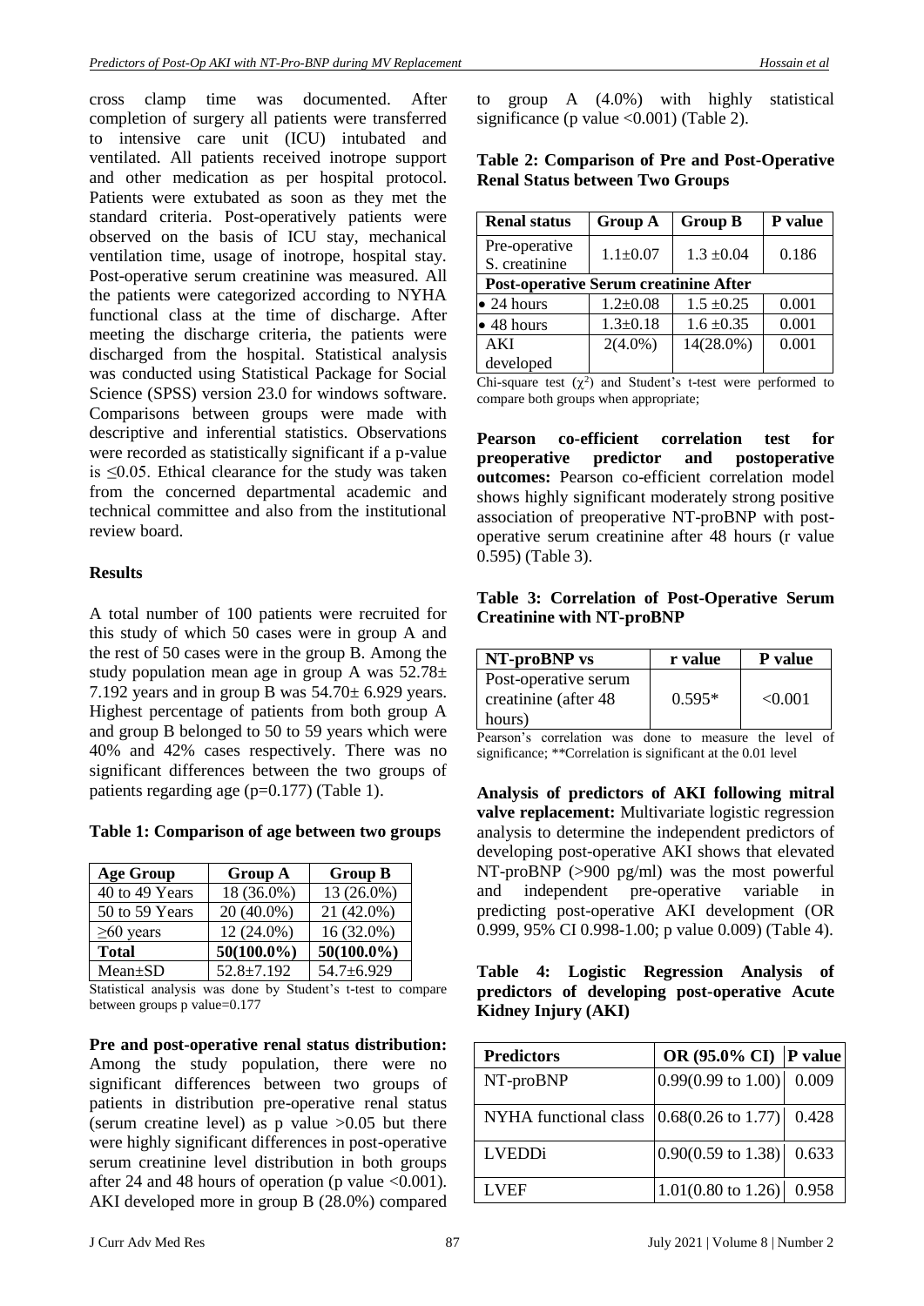cross clamp time was documented. After completion of surgery all patients were transferred to intensive care unit (ICU) intubated and ventilated. All patients received inotrope support and other medication as per hospital protocol. Patients were extubated as soon as they met the standard criteria. Post-operatively patients were observed on the basis of ICU stay, mechanical ventilation time, usage of inotrope, hospital stay. Post-operative serum creatinine was measured. All the patients were categorized according to NYHA functional class at the time of discharge. After meeting the discharge criteria, the patients were discharged from the hospital. Statistical analysis was conducted using Statistical Package for Social Science (SPSS) version 23.0 for windows software. Comparisons between groups were made with descriptive and inferential statistics. Observations were recorded as statistically significant if a p-value is ≤0.05. Ethical clearance for the study was taken from the concerned departmental academic and technical committee and also from the institutional review board.

## Results

A total number of 100 patients were recruited for this study of which 50 cases were in group A and the rest of 50 cases were in the group B. Among the study population mean age in group A was 52.78± 7.192 years and in group B was 54.70± 6.929 years. Highest percentage of patients from both group A and group B belonged to 50 to 59 years which were 40% and 42% cases respectively. There was no significant differences between the two groups of patients regarding age (p=0.177) (Table 1).

**Table 1: Comparison of age between two groups**

| Age Group | Group A | Group B |
|---|---|---|
| 40 to 49 Years | 18 (36.0%) | 13 (26.0%) |
| 50 to 59 Years | 20 (40.0%) | 21 (42.0%) |
| ≥60 years | 12 (24.0%) | 16 (32.0%) |
| **Total** | **50(100.0%)** | **50(100.0%)** |
| Mean±SD | 52.8±7.192 | 54.7±6.929 |

Statistical analysis was done by Student's t-test to compare between groups p value=0.177

**Pre and post-operative renal status distribution:** Among the study population, there were no significant differences between two groups of patients in distribution pre-operative renal status (serum creatine level) as p value >0.05 but there were highly significant differences in post-operative serum creatinine level distribution in both groups after 24 and 48 hours of operation (p value <0.001). AKI developed more in group B (28.0%) compared to group A (4.0%) with highly statistical significance (p value <0.001) (Table 2).

**Table 2: Comparison of Pre and Post-Operative Renal Status between Two Groups**

| Renal status | Group A | Group B | P value |
|---|---|---|---|
| Pre-operative S. creatinine | 1.1±0.07 | 1.3 ±0.04 | 0.186 |
| **Post-operative Serum creatinine After** | | | |
| • 24 hours | 1.2±0.08 | 1.5 ±0.25 | 0.001 |
| • 48 hours | 1.3±0.18 | 1.6 ±0.35 | 0.001 |
| AKI developed | 2(4.0%) | 14(28.0%) | 0.001 |

Chi-square test ($\chi^2$) and Student's t-test were performed to compare both groups when appropriate;

**Pearson co-efficient correlation test for preoperative predictor and postoperative outcomes:** Pearson co-efficient correlation model shows highly significant moderately strong positive association of preoperative NT-proBNP with post-operative serum creatinine after 48 hours (r value 0.595) (Table 3).

**Table 3: Correlation of Post-Operative Serum Creatinine with NT-proBNP**

| NT-proBNP vs | r value | P value |
|---|---|---|
| Post-operative serum creatinine (after 48 hours) | 0.595* | <0.001 |

Pearson's correlation was done to measure the level of significance; **Correlation is significant at the 0.01 level

**Analysis of predictors of AKI following mitral valve replacement:** Multivariate logistic regression analysis to determine the independent predictors of developing post-operative AKI shows that elevated NT-proBNP (>900 pg/ml) was the most powerful and independent pre-operative variable in predicting post-operative AKI development (OR 0.999, 95% CI 0.998-1.00; p value 0.009) (Table 4).

**Table 4: Logistic Regression Analysis of predictors of developing post-operative Acute Kidney Injury (AKI)**

| Predictors | OR (95.0% CI) | P value |
|---|---|---|
| NT-proBNP | 0.99(0.99 to 1.00) | 0.009 |
| NYHA functional class | 0.68(0.26 to 1.77) | 0.428 |
| LVEDDi | 0.90(0.59 to 1.38) | 0.633 |
| LVEF | 1.01(0.80 to 1.26) | 0.958 |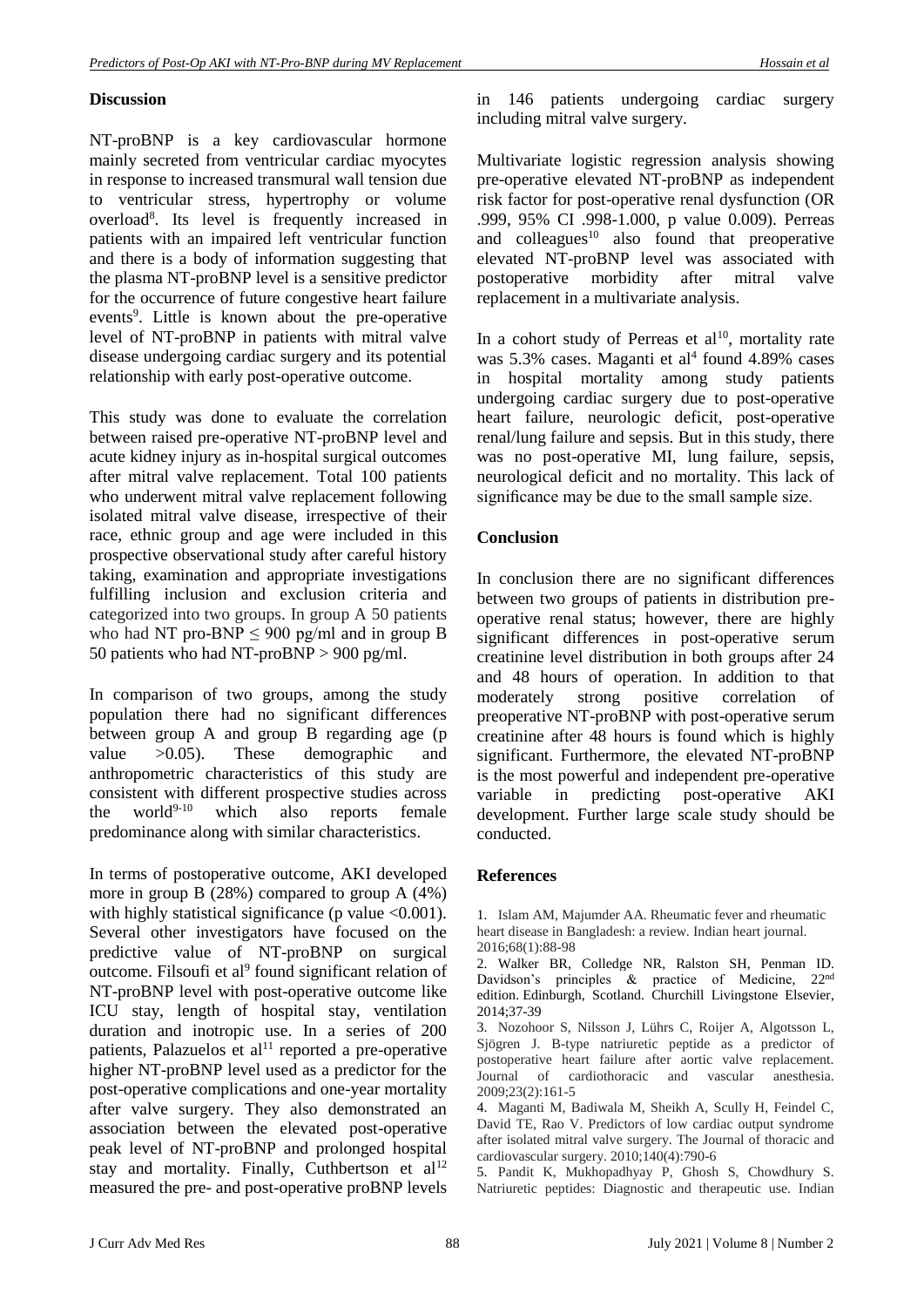## Discussion

NT-proBNP is a key cardiovascular hormone mainly secreted from ventricular cardiac myocytes in response to increased transmural wall tension due to ventricular stress, hypertrophy or volume overload[8]. Its level is frequently increased in patients with an impaired left ventricular function and there is a body of information suggesting that the plasma NT-proBNP level is a sensitive predictor for the occurrence of future congestive heart failure events[9]. Little is known about the pre-operative level of NT-proBNP in patients with mitral valve disease undergoing cardiac surgery and its potential relationship with early post-operative outcome.

This study was done to evaluate the correlation between raised pre-operative NT-proBNP level and acute kidney injury as in-hospital surgical outcomes after mitral valve replacement. Total 100 patients who underwent mitral valve replacement following isolated mitral valve disease, irrespective of their race, ethnic group and age were included in this prospective observational study after careful history taking, examination and appropriate investigations fulfilling inclusion and exclusion criteria and categorized into two groups. In group A 50 patients who had NT pro-BNP ≤ 900 pg/ml and in group B 50 patients who had NT-proBNP > 900 pg/ml.

In comparison of two groups, among the study population there had no significant differences between group A and group B regarding age (p value >0.05). These demographic and anthropometric characteristics of this study are consistent with different prospective studies across the world[9-10] which also reports female predominance along with similar characteristics.

In terms of postoperative outcome, AKI developed more in group B (28%) compared to group A (4%) with highly statistical significance (p value <0.001). Several other investigators have focused on the predictive value of NT-proBNP on surgical outcome. Filsoufi et al[9] found significant relation of NT-proBNP level with post-operative outcome like ICU stay, length of hospital stay, ventilation duration and inotropic use. In a series of 200 patients, Palazuelos et al[11] reported a pre-operative higher NT-proBNP level used as a predictor for the post-operative complications and one-year mortality after valve surgery. They also demonstrated an association between the elevated post-operative peak level of NT-proBNP and prolonged hospital stay and mortality. Finally, Cuthbertson et al[12] measured the pre- and post-operative proBNP levels in 146 patients undergoing cardiac surgery including mitral valve surgery.

Multivariate logistic regression analysis showing pre-operative elevated NT-proBNP as independent risk factor for post-operative renal dysfunction (OR .999, 95% CI .998-1.000, p value 0.009). Perreas and colleagues[10] also found that preoperative elevated NT-proBNP level was associated with postoperative morbidity after mitral valve replacement in a multivariate analysis.

In a cohort study of Perreas et al[10], mortality rate was 5.3% cases. Maganti et al[4] found 4.89% cases in hospital mortality among study patients undergoing cardiac surgery due to post-operative heart failure, neurologic deficit, post-operative renal/lung failure and sepsis. But in this study, there was no post-operative MI, lung failure, sepsis, neurological deficit and no mortality. This lack of significance may be due to the small sample size.

## Conclusion

In conclusion there are no significant differences between two groups of patients in distribution pre-operative renal status; however, there are highly significant differences in post-operative serum creatinine level distribution in both groups after 24 and 48 hours of operation. In addition to that moderately strong positive correlation of preoperative NT-proBNP with post-operative serum creatinine after 48 hours is found which is highly significant. Furthermore, the elevated NT-proBNP is the most powerful and independent pre-operative variable in predicting post-operative AKI development. Further large scale study should be conducted.

## References

1. Islam AM, Majumder AA. Rheumatic fever and rheumatic heart disease in Bangladesh: a review. Indian heart journal. 2016;68(1):88-98
2. Walker BR, Colledge NR, Ralston SH, Penman ID. Davidson's principles & practice of Medicine, 22nd edition. Edinburgh, Scotland. Churchill Livingstone Elsevier, 2014;37-39
3. Nozohoor S, Nilsson J, Lührs C, Roijer A, Algotsson L, Sjögren J. B-type natriuretic peptide as a predictor of postoperative heart failure after aortic valve replacement. Journal of cardiothoracic and vascular anesthesia. 2009;23(2):161-5
4. Maganti M, Badiwala M, Sheikh A, Scully H, Feindel C, David TE, Rao V. Predictors of low cardiac output syndrome after isolated mitral valve surgery. The Journal of thoracic and cardiovascular surgery. 2010;140(4):790-6
5. Pandit K, Mukhopadhyay P, Ghosh S, Chowdhury S. Natriuretic peptides: Diagnostic and therapeutic use. Indian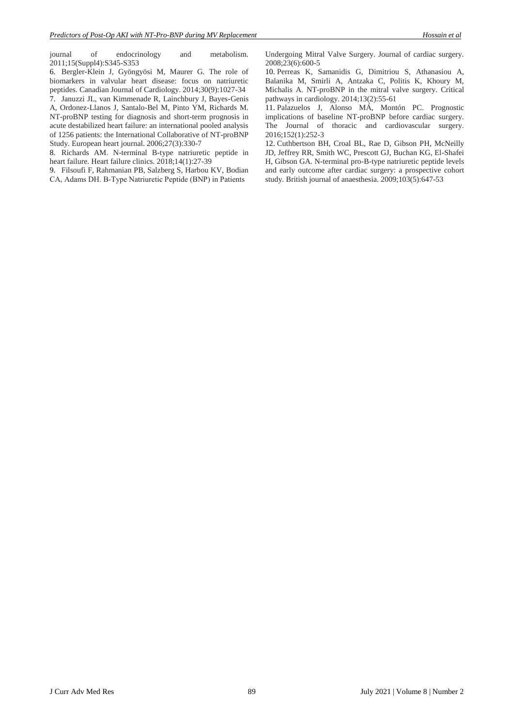journal of endocrinology and metabolism. 2011;15(Suppl4):S345-S353

6. Bergler-Klein J, Gyöngyösi M, Maurer G. The role of biomarkers in valvular heart disease: focus on natriuretic peptides. Canadian Journal of Cardiology. 2014;30(9):1027-34

7. Januzzi JL, van Kimmenade R, Lainchbury J, Bayes-Genis A, Ordonez-Llanos J, Santalo-Bel M, Pinto YM, Richards M. NT-proBNP testing for diagnosis and short-term prognosis in acute destabilized heart failure: an international pooled analysis of 1256 patients: the International Collaborative of NT-proBNP Study. European heart journal. 2006;27(3):330-7

8. Richards AM. N-terminal B-type natriuretic peptide in heart failure. Heart failure clinics. 2018;14(1):27-39

9. Filsoufi F, Rahmanian PB, Salzberg S, Harbou KV, Bodian CA, Adams DH. B-Type Natriuretic Peptide (BNP) in Patients Undergoing Mitral Valve Surgery. Journal of cardiac surgery. 2008;23(6):600-5

10. Perreas K, Samanidis G, Dimitriou S, Athanasiou A, Balanika M, Smirli A, Antzaka C, Politis K, Khoury M, Michalis A. NT-proBNP in the mitral valve surgery. Critical pathways in cardiology. 2014;13(2):55-61

11. Palazuelos J, Alonso MÁ, Montón PC. Prognostic implications of baseline NT-proBNP before cardiac surgery. The Journal of thoracic and cardiovascular surgery. 2016;152(1):252-3

12. Cuthbertson BH, Croal BL, Rae D, Gibson PH, McNeilly JD, Jeffrey RR, Smith WC, Prescott GJ, Buchan KG, El-Shafei H, Gibson GA. N-terminal pro-B-type natriuretic peptide levels and early outcome after cardiac surgery: a prospective cohort study. British journal of anaesthesia. 2009;103(5):647-53